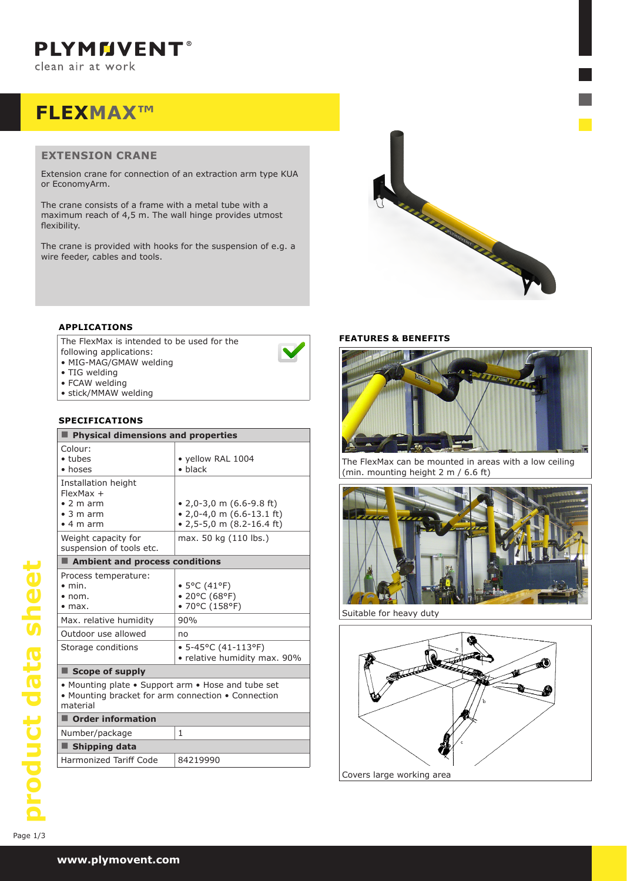# FLEXMAX™

## EXTENSION CRANE

Extension crane for connection of an extraction arm type KUA or EconomyArm.

The crane consists of a frame with a metal tube with a maximum reach of 4,5 m. The wall hinge provides utmost flexibility.

The crane is provided with hooks for the suspension of e.g. a wire feeder, cables and tools.

### APPLICATIONS

The FlexMax is intended to be used for the following applications:

- MIG-MAG/GMAW welding
- TIG welding
- FCAW welding
- stick/MMAW welding

### SPECIFICATIONS

| **Physical dimensions and properties** | |
|---|---|
| Colour:<br>• tubes<br>• hoses | <br>• yellow RAL 1004<br>• black |
| Installation height FlexMax +<br>• 2 m arm<br>• 3 m arm<br>• 4 m arm | <br>• 2,0-3,0 m (6.6-9.8 ft)<br>• 2,0-4,0 m (6.6-13.1 ft)<br>• 2,5-5,0 m (8.2-16.4 ft) |
| Weight capacity for suspension of tools etc. | max. 50 kg (110 lbs.) |
| **Ambient and process conditions** | |
| Process temperature:<br>• min.<br>• nom.<br>• max. | <br>• 5°C (41°F)<br>• 20°C (68°F)<br>• 70°C (158°F) |
| Max. relative humidity | 90% |
| Outdoor use allowed | no |
| Storage conditions | • 5-45°C (41-113°F)<br>• relative humidity max. 90% |
| **Scope of supply** | |
| • Mounting plate • Support arm • Hose and tube set • Mounting bracket for arm connection • Connection material | |
| **Order information** | |
| Number/package | 1 |
| **Shipping data** | |
| Harmonized Tariff Code | 84219990 |

### FEATURES & BENEFITS

The FlexMax can be mounted in areas with a low ceiling (min. mounting height 2 m / 6.6 ft)

Suitable for heavy duty

Covers large working area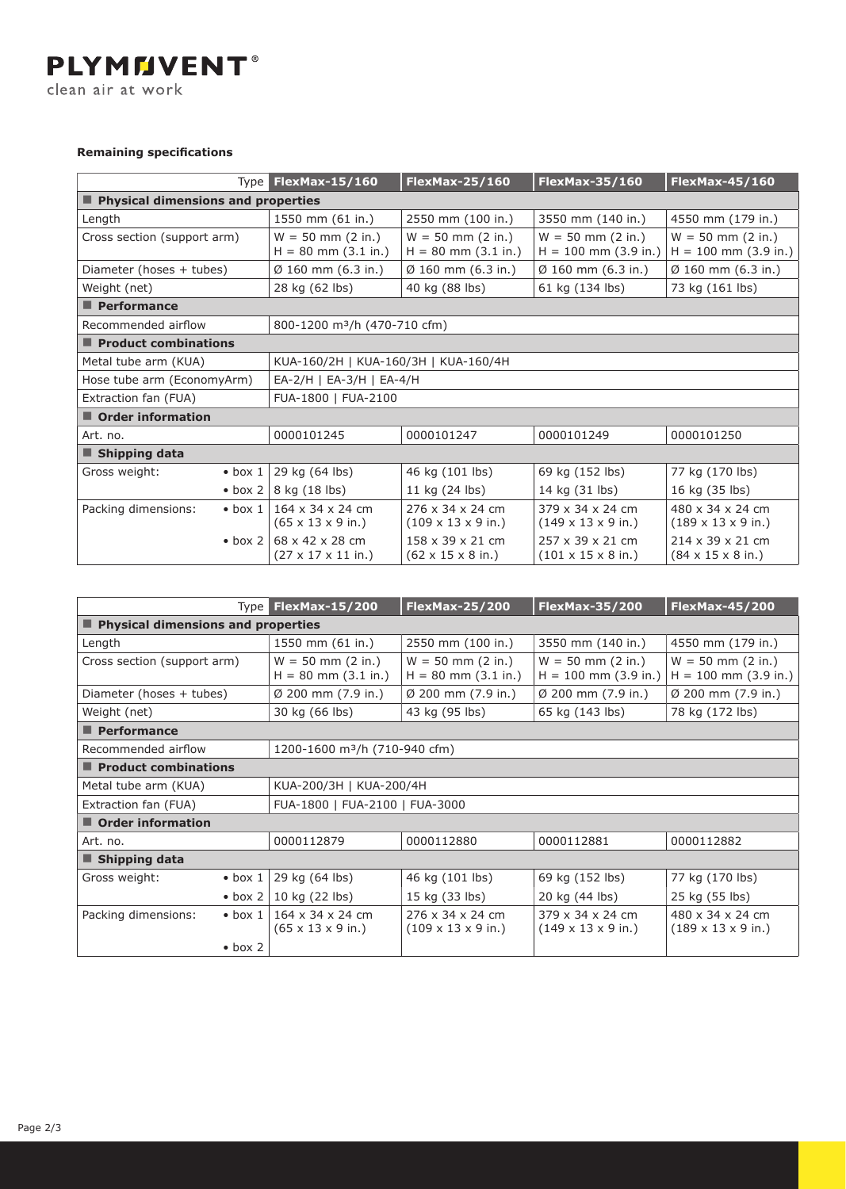**Remaining specifications**

| Type | | FlexMax-15/160 | FlexMax-25/160 | FlexMax-35/160 | FlexMax-45/160 |
|---|---|---|---|---|---|
| **Physical dimensions and properties** | | | | | |
| Length | | 1550 mm (61 in.) | 2550 mm (100 in.) | 3550 mm (140 in.) | 4550 mm (179 in.) |
| Cross section (support arm) | | W = 50 mm (2 in.) H = 80 mm (3.1 in.) | W = 50 mm (2 in.) H = 80 mm (3.1 in.) | W = 50 mm (2 in.) H = 100 mm (3.9 in.) | W = 50 mm (2 in.) H = 100 mm (3.9 in.) |
| Diameter (hoses + tubes) | | Ø 160 mm (6.3 in.) | Ø 160 mm (6.3 in.) | Ø 160 mm (6.3 in.) | Ø 160 mm (6.3 in.) |
| Weight (net) | | 28 kg (62 lbs) | 40 kg (88 lbs) | 61 kg (134 lbs) | 73 kg (161 lbs) |
| **Performance** | | | | | |
| Recommended airflow | | 800-1200 m³/h (470-710 cfm) | | | |
| **Product combinations** | | | | | |
| Metal tube arm (KUA) | | KUA-160/2H \| KUA-160/3H \| KUA-160/4H | | | |
| Hose tube arm (EconomyArm) | | EA-2/H \| EA-3/H \| EA-4/H | | | |
| Extraction fan (FUA) | | FUA-1800 \| FUA-2100 | | | |
| **Order information** | | | | | |
| Art. no. | | 0000101245 | 0000101247 | 0000101249 | 0000101250 |
| **Shipping data** | | | | | |
| Gross weight: | • box 1 | 29 kg (64 lbs) | 46 kg (101 lbs) | 69 kg (152 lbs) | 77 kg (170 lbs) |
| | • box 2 | 8 kg (18 lbs) | 11 kg (24 lbs) | 14 kg (31 lbs) | 16 kg (35 lbs) |
| Packing dimensions: | • box 1 | 164 x 34 x 24 cm (65 x 13 x 9 in.) | 276 x 34 x 24 cm (109 x 13 x 9 in.) | 379 x 34 x 24 cm (149 x 13 x 9 in.) | 480 x 34 x 24 cm (189 x 13 x 9 in.) |
| | • box 2 | 68 x 42 x 28 cm (27 x 17 x 11 in.) | 158 x 39 x 21 cm (62 x 15 x 8 in.) | 257 x 39 x 21 cm (101 x 15 x 8 in.) | 214 x 39 x 21 cm (84 x 15 x 8 in.) |

| Type | | FlexMax-15/200 | FlexMax-25/200 | FlexMax-35/200 | FlexMax-45/200 |
|---|---|---|---|---|---|
| **Physical dimensions and properties** | | | | | |
| Length | | 1550 mm (61 in.) | 2550 mm (100 in.) | 3550 mm (140 in.) | 4550 mm (179 in.) |
| Cross section (support arm) | | W = 50 mm (2 in.) H = 80 mm (3.1 in.) | W = 50 mm (2 in.) H = 80 mm (3.1 in.) | W = 50 mm (2 in.) H = 100 mm (3.9 in.) | W = 50 mm (2 in.) H = 100 mm (3.9 in.) |
| Diameter (hoses + tubes) | | Ø 200 mm (7.9 in.) | Ø 200 mm (7.9 in.) | Ø 200 mm (7.9 in.) | Ø 200 mm (7.9 in.) |
| Weight (net) | | 30 kg (66 lbs) | 43 kg (95 lbs) | 65 kg (143 lbs) | 78 kg (172 lbs) |
| **Performance** | | | | | |
| Recommended airflow | | 1200-1600 m³/h (710-940 cfm) | | | |
| **Product combinations** | | | | | |
| Metal tube arm (KUA) | | KUA-200/3H \| KUA-200/4H | | | |
| Extraction fan (FUA) | | FUA-1800 \| FUA-2100 \| FUA-3000 | | | |
| **Order information** | | | | | |
| Art. no. | | 0000112879 | 0000112880 | 0000112881 | 0000112882 |
| **Shipping data** | | | | | |
| Gross weight: | • box 1 | 29 kg (64 lbs) | 46 kg (101 lbs) | 69 kg (152 lbs) | 77 kg (170 lbs) |
| | • box 2 | 10 kg (22 lbs) | 15 kg (33 lbs) | 20 kg (44 lbs) | 25 kg (55 lbs) |
| Packing dimensions: | • box 1 | 164 x 34 x 24 cm (65 x 13 x 9 in.) | 276 x 34 x 24 cm (109 x 13 x 9 in.) | 379 x 34 x 24 cm (149 x 13 x 9 in.) | 480 x 34 x 24 cm (189 x 13 x 9 in.) |
| | • box 2 | | | | |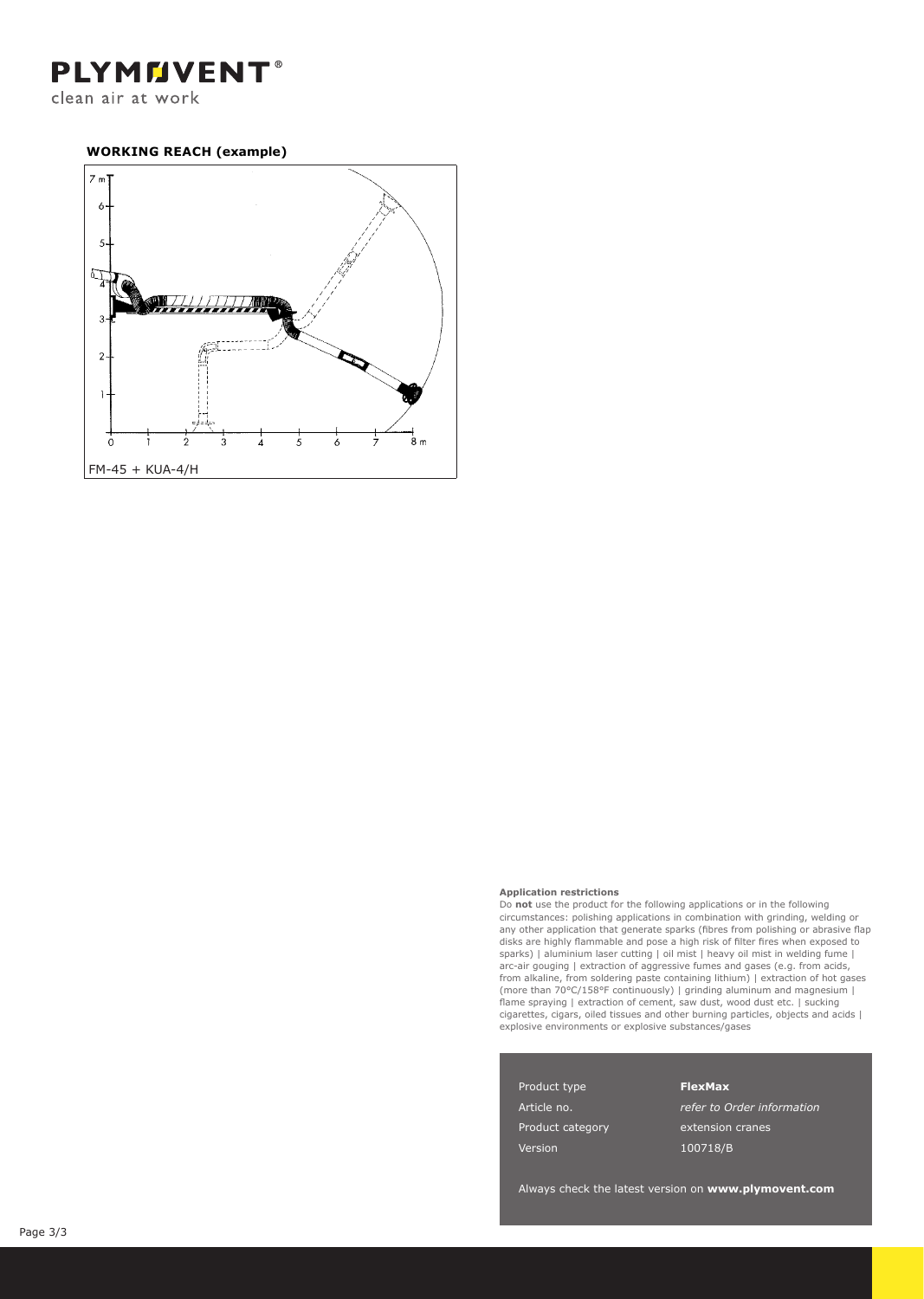**PLYMOVENT**®

clean air at work

**WORKING REACH (example)**

7 m
6
5
4
3
2
1
0
1
2
3
4
5
6
7
8 m

FM-45 + KUA-4/H

**Application restrictions**

Do **not** use the product for the following applications or in the following circumstances: polishing applications in combination with grinding, welding or any other application that generate sparks (fibres from polishing or abrasive flap disks are highly flammable and pose a high risk of filter fires when exposed to sparks) | aluminium laser cutting | oil mist | heavy oil mist in welding fume | arc-air gouging | extraction of aggressive fumes and gases (e.g. from acids, from alkaline, from soldering paste containing lithium) | extraction of hot gases (more than 70°C/158°F continuously) | grinding aluminum and magnesium | flame spraying | extraction of cement, saw dust, wood dust etc. | sucking cigarettes, cigars, oiled tissues and other burning particles, objects and acids | explosive environments or explosive substances/gases

| | |
|---|---|
| Product type | **FlexMax** |
| Article no. | *refer to Order information* |
| Product category | extension cranes |
| Version | 100718/B |

Always check the latest version on **www.plymovent.com**